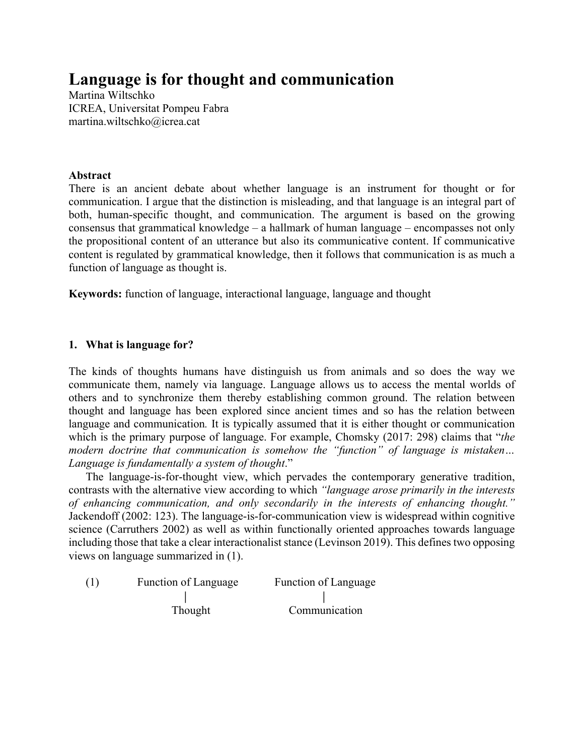# Language is for thought and communication

Martina Wiltschko
ICREA, Universitat Pompeu Fabra
martina.wiltschko@icrea.cat

**Abstract**

There is an ancient debate about whether language is an instrument for thought or for communication. I argue that the distinction is misleading, and that language is an integral part of both, human-specific thought, and communication. The argument is based on the growing consensus that grammatical knowledge – a hallmark of human language – encompasses not only the propositional content of an utterance but also its communicative content. If communicative content is regulated by grammatical knowledge, then it follows that communication is as much a function of language as thought is.

**Keywords:** function of language, interactional language, language and thought

## 1. What is language for?

The kinds of thoughts humans have distinguish us from animals and so does the way we communicate them, namely via language. Language allows us to access the mental worlds of others and to synchronize them thereby establishing common ground. The relation between thought and language has been explored since ancient times and so has the relation between language and communication. It is typically assumed that it is either thought or communication which is the primary purpose of language. For example, Chomsky (2017: 298) claims that "*the modern doctrine that communication is somehow the "function" of language is mistaken… Language is fundamentally a system of thought*."

The language-is-for-thought view, which pervades the contemporary generative tradition, contrasts with the alternative view according to which *"language arose primarily in the interests of enhancing communication, and only secondarily in the interests of enhancing thought."* Jackendoff (2002: 123). The language-is-for-communication view is widespread within cognitive science (Carruthers 2002) as well as within functionally oriented approaches towards language including those that take a clear interactionalist stance (Levinson 2019). This defines two opposing views on language summarized in (1).

(1)

```
Function of Language        Function of Language
         |                           |
      Thought                 Communication
```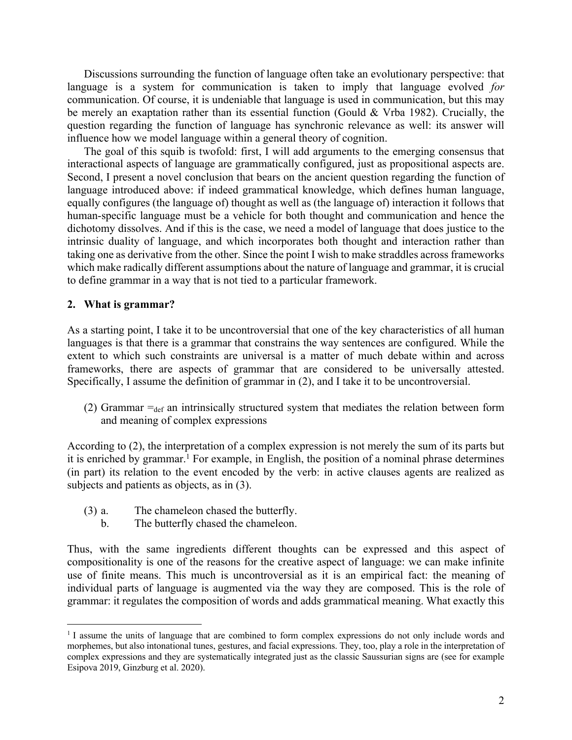Discussions surrounding the function of language often take an evolutionary perspective: that language is a system for communication is taken to imply that language evolved *for* communication. Of course, it is undeniable that language is used in communication, but this may be merely an exaptation rather than its essential function (Gould & Vrba 1982). Crucially, the question regarding the function of language has synchronic relevance as well: its answer will influence how we model language within a general theory of cognition.

The goal of this squib is twofold: first, I will add arguments to the emerging consensus that interactional aspects of language are grammatically configured, just as propositional aspects are. Second, I present a novel conclusion that bears on the ancient question regarding the function of language introduced above: if indeed grammatical knowledge, which defines human language, equally configures (the language of) thought as well as (the language of) interaction it follows that human-specific language must be a vehicle for both thought and communication and hence the dichotomy dissolves. And if this is the case, we need a model of language that does justice to the intrinsic duality of language, and which incorporates both thought and interaction rather than taking one as derivative from the other. Since the point I wish to make straddles across frameworks which make radically different assumptions about the nature of language and grammar, it is crucial to define grammar in a way that is not tied to a particular framework.

## 2. What is grammar?

As a starting point, I take it to be uncontroversial that one of the key characteristics of all human languages is that there is a grammar that constrains the way sentences are configured. While the extent to which such constraints are universal is a matter of much debate within and across frameworks, there are aspects of grammar that are considered to be universally attested. Specifically, I assume the definition of grammar in (2), and I take it to be uncontroversial.

(2) Grammar $=_{def}$ an intrinsically structured system that mediates the relation between form and meaning of complex expressions

According to (2), the interpretation of a complex expression is not merely the sum of its parts but it is enriched by grammar.[1] For example, in English, the position of a nominal phrase determines (in part) its relation to the event encoded by the verb: in active clauses agents are realized as subjects and patients as objects, as in (3).

(3) a. The chameleon chased the butterfly.
    b. The butterfly chased the chameleon.

Thus, with the same ingredients different thoughts can be expressed and this aspect of compositionality is one of the reasons for the creative aspect of language: we can make infinite use of finite means. This much is uncontroversial as it is an empirical fact: the meaning of individual parts of language is augmented via the way they are composed. This is the role of grammar: it regulates the composition of words and adds grammatical meaning. What exactly this

[1] I assume the units of language that are combined to form complex expressions do not only include words and morphemes, but also intonational tunes, gestures, and facial expressions. They, too, play a role in the interpretation of complex expressions and they are systematically integrated just as the classic Saussurian signs are (see for example Esipova 2019, Ginzburg et al. 2020).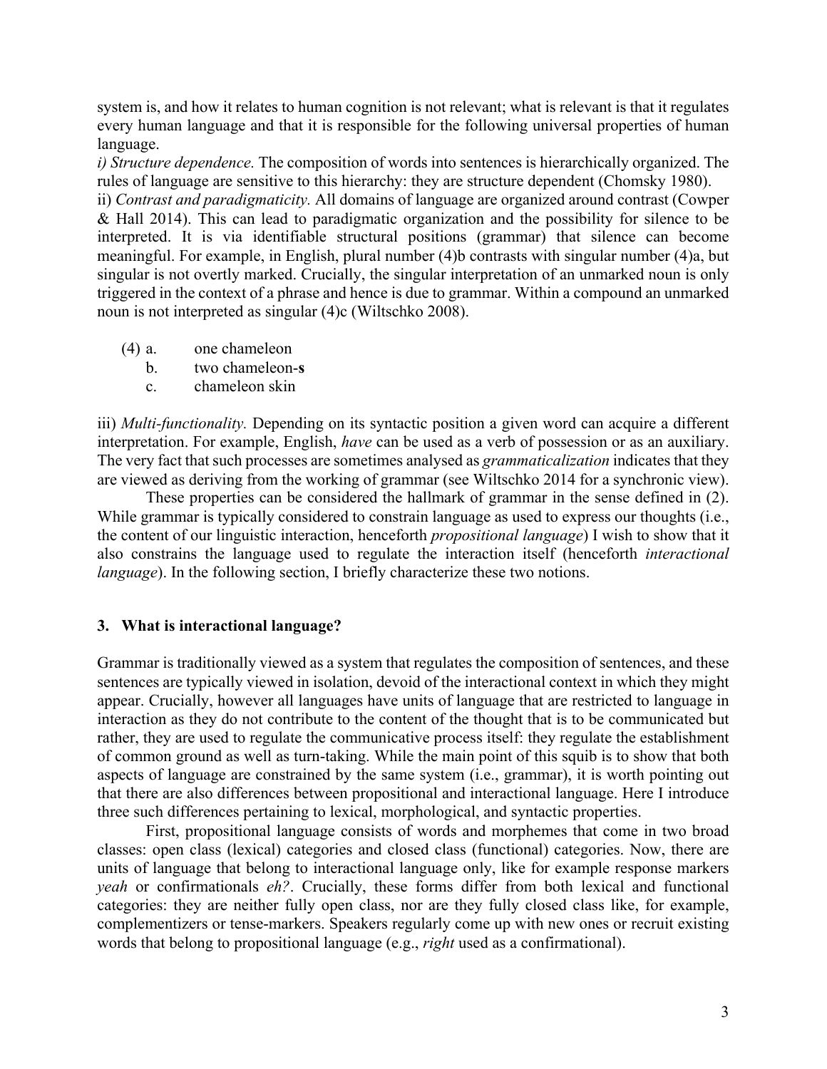system is, and how it relates to human cognition is not relevant; what is relevant is that it regulates every human language and that it is responsible for the following universal properties of human language.

*i) Structure dependence.* The composition of words into sentences is hierarchically organized. The rules of language are sensitive to this hierarchy: they are structure dependent (Chomsky 1980).

ii) *Contrast and paradigmaticity.* All domains of language are organized around contrast (Cowper & Hall 2014). This can lead to paradigmatic organization and the possibility for silence to be interpreted. It is via identifiable structural positions (grammar) that silence can become meaningful. For example, in English, plural number (4)b contrasts with singular number (4)a, but singular is not overtly marked. Crucially, the singular interpretation of an unmarked noun is only triggered in the context of a phrase and hence is due to grammar. Within a compound an unmarked noun is not interpreted as singular (4)c (Wiltschko 2008).

(4) a. one chameleon
    b. two chameleon-**s**
    c. chameleon skin

iii) *Multi-functionality.* Depending on its syntactic position a given word can acquire a different interpretation. For example, English, *have* can be used as a verb of possession or as an auxiliary. The very fact that such processes are sometimes analysed as *grammaticalization* indicates that they are viewed as deriving from the working of grammar (see Wiltschko 2014 for a synchronic view).

These properties can be considered the hallmark of grammar in the sense defined in (2). While grammar is typically considered to constrain language as used to express our thoughts (i.e., the content of our linguistic interaction, henceforth *propositional language*) I wish to show that it also constrains the language used to regulate the interaction itself (henceforth *interactional language*). In the following section, I briefly characterize these two notions.

## 3. What is interactional language?

Grammar is traditionally viewed as a system that regulates the composition of sentences, and these sentences are typically viewed in isolation, devoid of the interactional context in which they might appear. Crucially, however all languages have units of language that are restricted to language in interaction as they do not contribute to the content of the thought that is to be communicated but rather, they are used to regulate the communicative process itself: they regulate the establishment of common ground as well as turn-taking. While the main point of this squib is to show that both aspects of language are constrained by the same system (i.e., grammar), it is worth pointing out that there are also differences between propositional and interactional language. Here I introduce three such differences pertaining to lexical, morphological, and syntactic properties.

First, propositional language consists of words and morphemes that come in two broad classes: open class (lexical) categories and closed class (functional) categories. Now, there are units of language that belong to interactional language only, like for example response markers *yeah* or confirmationals *eh?*. Crucially, these forms differ from both lexical and functional categories: they are neither fully open class, nor are they fully closed class like, for example, complementizers or tense-markers. Speakers regularly come up with new ones or recruit existing words that belong to propositional language (e.g., *right* used as a confirmational).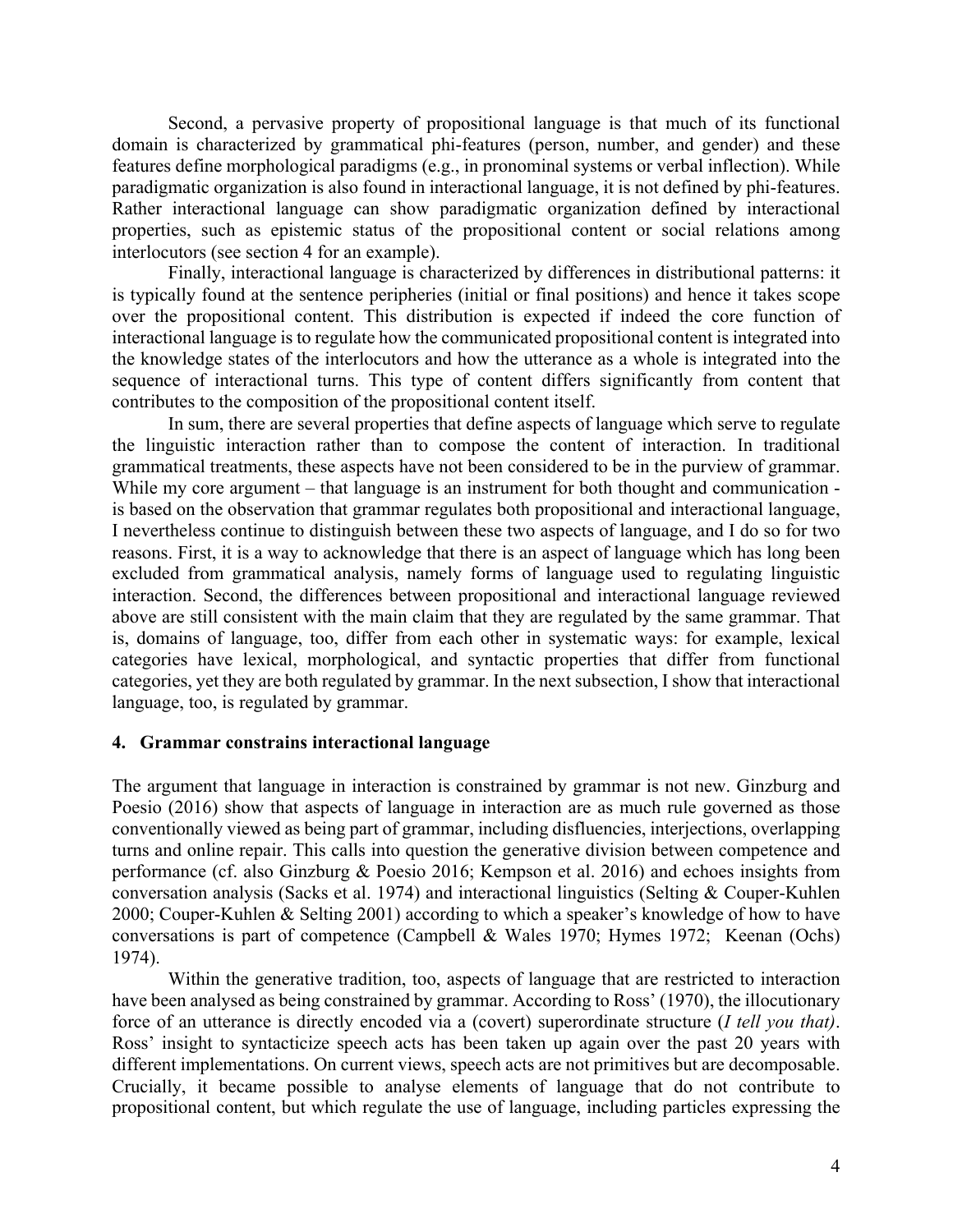Second, a pervasive property of propositional language is that much of its functional domain is characterized by grammatical phi-features (person, number, and gender) and these features define morphological paradigms (e.g., in pronominal systems or verbal inflection). While paradigmatic organization is also found in interactional language, it is not defined by phi-features. Rather interactional language can show paradigmatic organization defined by interactional properties, such as epistemic status of the propositional content or social relations among interlocutors (see section 4 for an example).

Finally, interactional language is characterized by differences in distributional patterns: it is typically found at the sentence peripheries (initial or final positions) and hence it takes scope over the propositional content. This distribution is expected if indeed the core function of interactional language is to regulate how the communicated propositional content is integrated into the knowledge states of the interlocutors and how the utterance as a whole is integrated into the sequence of interactional turns. This type of content differs significantly from content that contributes to the composition of the propositional content itself.

In sum, there are several properties that define aspects of language which serve to regulate the linguistic interaction rather than to compose the content of interaction. In traditional grammatical treatments, these aspects have not been considered to be in the purview of grammar. While my core argument – that language is an instrument for both thought and communication - is based on the observation that grammar regulates both propositional and interactional language, I nevertheless continue to distinguish between these two aspects of language, and I do so for two reasons. First, it is a way to acknowledge that there is an aspect of language which has long been excluded from grammatical analysis, namely forms of language used to regulating linguistic interaction. Second, the differences between propositional and interactional language reviewed above are still consistent with the main claim that they are regulated by the same grammar. That is, domains of language, too, differ from each other in systematic ways: for example, lexical categories have lexical, morphological, and syntactic properties that differ from functional categories, yet they are both regulated by grammar. In the next subsection, I show that interactional language, too, is regulated by grammar.

## 4. Grammar constrains interactional language

The argument that language in interaction is constrained by grammar is not new. Ginzburg and Poesio (2016) show that aspects of language in interaction are as much rule governed as those conventionally viewed as being part of grammar, including disfluencies, interjections, overlapping turns and online repair. This calls into question the generative division between competence and performance (cf. also Ginzburg & Poesio 2016; Kempson et al. 2016) and echoes insights from conversation analysis (Sacks et al. 1974) and interactional linguistics (Selting & Couper-Kuhlen 2000; Couper-Kuhlen & Selting 2001) according to which a speaker's knowledge of how to have conversations is part of competence (Campbell & Wales 1970; Hymes 1972; Keenan (Ochs) 1974).

Within the generative tradition, too, aspects of language that are restricted to interaction have been analysed as being constrained by grammar. According to Ross' (1970), the illocutionary force of an utterance is directly encoded via a (covert) superordinate structure (*I tell you that)*. Ross' insight to syntacticize speech acts has been taken up again over the past 20 years with different implementations. On current views, speech acts are not primitives but are decomposable. Crucially, it became possible to analyse elements of language that do not contribute to propositional content, but which regulate the use of language, including particles expressing the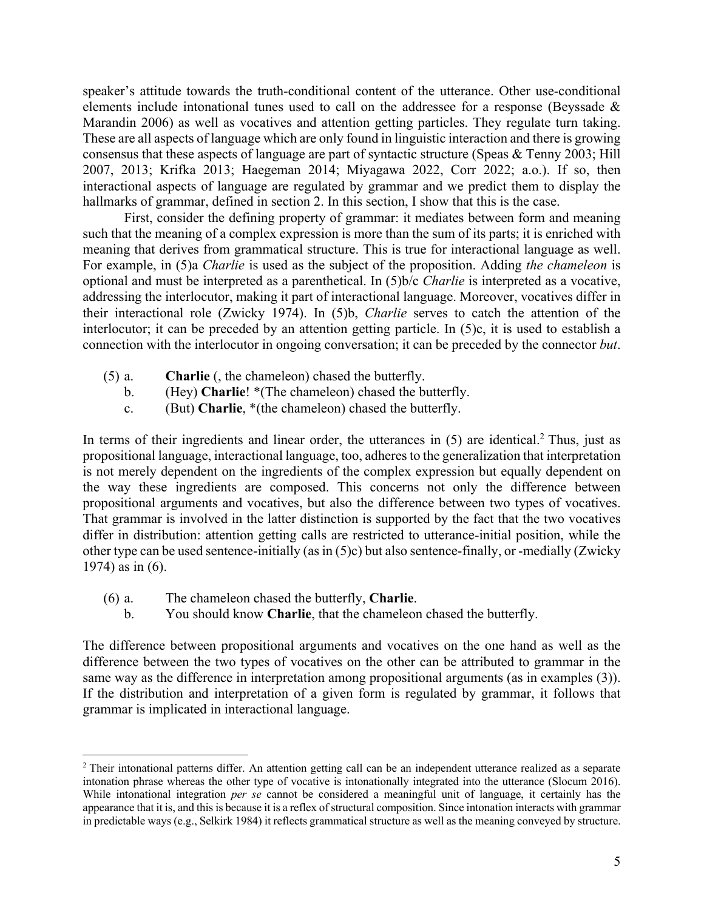speaker's attitude towards the truth-conditional content of the utterance. Other use-conditional elements include intonational tunes used to call on the addressee for a response (Beyssade & Marandin 2006) as well as vocatives and attention getting particles. They regulate turn taking. These are all aspects of language which are only found in linguistic interaction and there is growing consensus that these aspects of language are part of syntactic structure (Speas & Tenny 2003; Hill 2007, 2013; Krifka 2013; Haegeman 2014; Miyagawa 2022, Corr 2022; a.o.). If so, then interactional aspects of language are regulated by grammar and we predict them to display the hallmarks of grammar, defined in section 2. In this section, I show that this is the case.

First, consider the defining property of grammar: it mediates between form and meaning such that the meaning of a complex expression is more than the sum of its parts; it is enriched with meaning that derives from grammatical structure. This is true for interactional language as well. For example, in (5)a *Charlie* is used as the subject of the proposition. Adding *the chameleon* is optional and must be interpreted as a parenthetical. In (5)b/c *Charlie* is interpreted as a vocative, addressing the interlocutor, making it part of interactional language. Moreover, vocatives differ in their interactional role (Zwicky 1974). In (5)b, *Charlie* serves to catch the attention of the interlocutor; it can be preceded by an attention getting particle. In (5)c, it is used to establish a connection with the interlocutor in ongoing conversation; it can be preceded by the connector *but*.

(5) a. **Charlie** (, the chameleon) chased the butterfly.
 b. (Hey) **Charlie**! *(The chameleon) chased the butterfly.
 c. (But) **Charlie**, *(the chameleon) chased the butterfly.

In terms of their ingredients and linear order, the utterances in (5) are identical.[2] Thus, just as propositional language, interactional language, too, adheres to the generalization that interpretation is not merely dependent on the ingredients of the complex expression but equally dependent on the way these ingredients are composed. This concerns not only the difference between propositional arguments and vocatives, but also the difference between two types of vocatives. That grammar is involved in the latter distinction is supported by the fact that the two vocatives differ in distribution: attention getting calls are restricted to utterance-initial position, while the other type can be used sentence-initially (as in (5)c) but also sentence-finally, or -medially (Zwicky 1974) as in (6).

(6) a. The chameleon chased the butterfly, **Charlie**.
 b. You should know **Charlie**, that the chameleon chased the butterfly.

The difference between propositional arguments and vocatives on the one hand as well as the difference between the two types of vocatives on the other can be attributed to grammar in the same way as the difference in interpretation among propositional arguments (as in examples (3)). If the distribution and interpretation of a given form is regulated by grammar, it follows that grammar is implicated in interactional language.

[2] Their intonational patterns differ. An attention getting call can be an independent utterance realized as a separate intonation phrase whereas the other type of vocative is intonationally integrated into the utterance (Slocum 2016). While intonational integration *per se* cannot be considered a meaningful unit of language, it certainly has the appearance that it is, and this is because it is a reflex of structural composition. Since intonation interacts with grammar in predictable ways (e.g., Selkirk 1984) it reflects grammatical structure as well as the meaning conveyed by structure.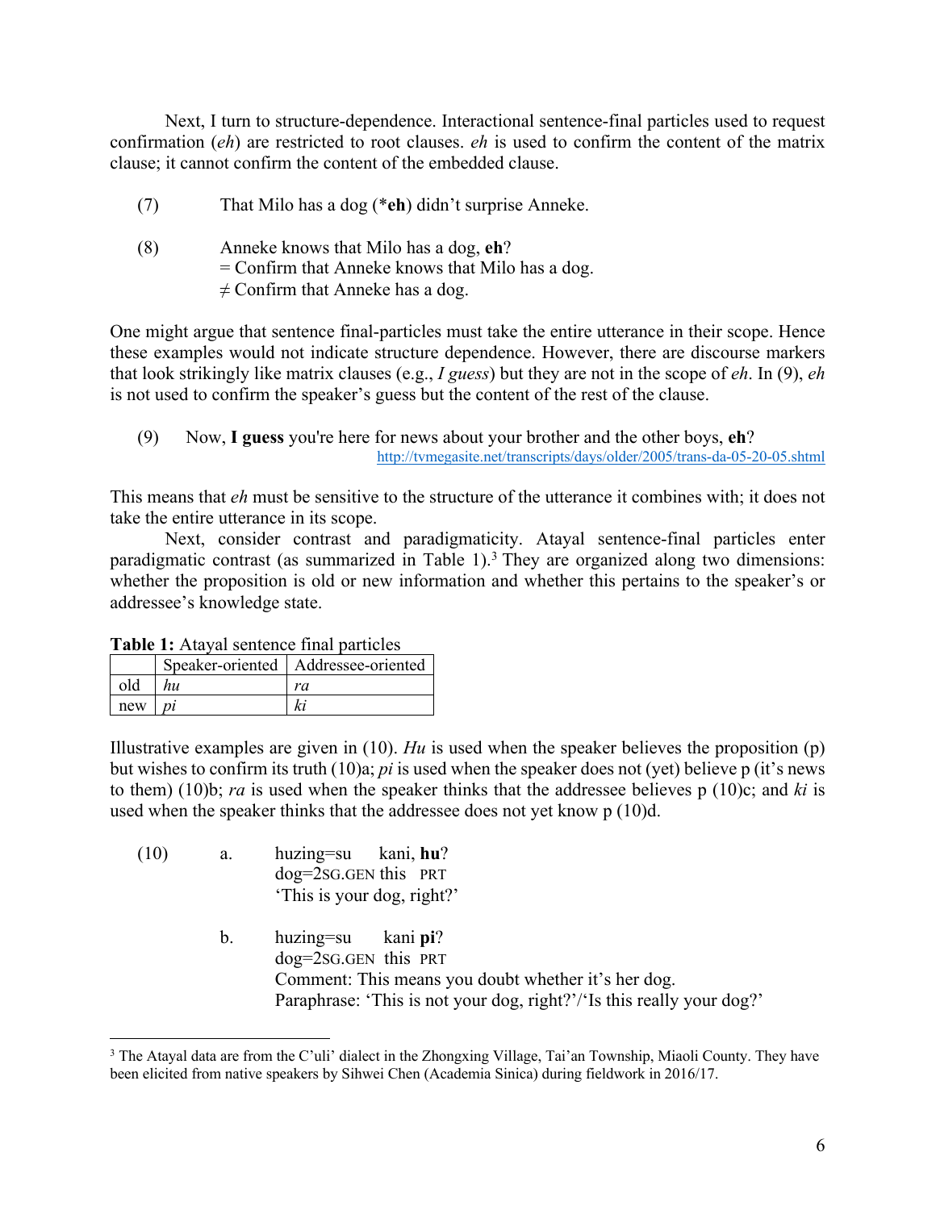Next, I turn to structure-dependence. Interactional sentence-final particles used to request confirmation (*eh*) are restricted to root clauses. *eh* is used to confirm the content of the matrix clause; it cannot confirm the content of the embedded clause.

(7) That Milo has a dog (***eh**) didn't surprise Anneke.

(8) Anneke knows that Milo has a dog, **eh**?
= Confirm that Anneke knows that Milo has a dog.
≠ Confirm that Anneke has a dog.

One might argue that sentence final-particles must take the entire utterance in their scope. Hence these examples would not indicate structure dependence. However, there are discourse markers that look strikingly like matrix clauses (e.g., *I guess*) but they are not in the scope of *eh*. In (9), *eh* is not used to confirm the speaker's guess but the content of the rest of the clause.

(9) Now, **I guess** you're here for news about your brother and the other boys, **eh**?
http://tvmegasite.net/transcripts/days/older/2005/trans-da-05-20-05.shtml

This means that *eh* must be sensitive to the structure of the utterance it combines with; it does not take the entire utterance in its scope.

Next, consider contrast and paradigmaticity. Atayal sentence-final particles enter paradigmatic contrast (as summarized in Table 1).[3] They are organized along two dimensions: whether the proposition is old or new information and whether this pertains to the speaker's or addressee's knowledge state.

**Table 1:** Atayal sentence final particles

| | Speaker-oriented | Addressee-oriented |
|---|---|---|
| old | *hu* | *ra* |
| new | *pi* | *ki* |

Illustrative examples are given in (10). *Hu* is used when the speaker believes the proposition (p) but wishes to confirm its truth (10)a; *pi* is used when the speaker does not (yet) believe p (it's news to them) (10)b; *ra* is used when the speaker thinks that the addressee believes p (10)c; and *ki* is used when the speaker thinks that the addressee does not yet know p (10)d.

(10) a. huzing=su kani, **hu**?
dog=2SG.GEN this PRT
'This is your dog, right?'

b. huzing=su kani **pi**?
dog=2SG.GEN this PRT
Comment: This means you doubt whether it's her dog.
Paraphrase: 'This is not your dog, right?'/'Is this really your dog?'

[3] The Atayal data are from the C'uli' dialect in the Zhongxing Village, Tai'an Township, Miaoli County. They have been elicited from native speakers by Sihwei Chen (Academia Sinica) during fieldwork in 2016/17.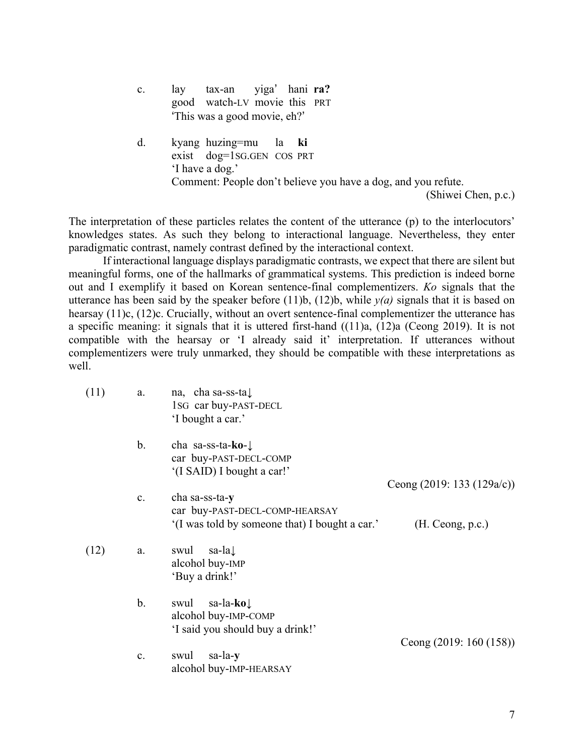c. lay tax-an yiga' hani **ra?**
   good watch-LV movie this PRT
   'This was a good movie, eh?'

d. kyang huzing=mu la **ki**
   exist dog=1SG.GEN COS PRT
   'I have a dog.'
   Comment: People don't believe you have a dog, and you refute.

(Shiwei Chen, p.c.)

The interpretation of these particles relates the content of the utterance (p) to the interlocutors' knowledges states. As such they belong to interactional language. Nevertheless, they enter paradigmatic contrast, namely contrast defined by the interactional context.

If interactional language displays paradigmatic contrasts, we expect that there are silent but meaningful forms, one of the hallmarks of grammatical systems. This prediction is indeed borne out and I exemplify it based on Korean sentence-final complementizers. *Ko* signals that the utterance has been said by the speaker before (11)b, (12)b, while *y(a)* signals that it is based on hearsay (11)c, (12)c. Crucially, without an overt sentence-final complementizer the utterance has a specific meaning: it signals that it is uttered first-hand ((11)a, (12)a (Ceong 2019). It is not compatible with the hearsay or 'I already said it' interpretation. If utterances without complementizers were truly unmarked, they should be compatible with these interpretations as well.

(11) a. na, cha sa-ss-ta↓
   1SG car buy-PAST-DECL
   'I bought a car.'

b. cha sa-ss-ta-**ko**-↓
   car buy-PAST-DECL-COMP
   '(I SAID) I bought a car!'

Ceong (2019: 133 (129a/c))

c. cha sa-ss-ta-**y**
   car buy-PAST-DECL-COMP-HEARSAY
   '(I was told by someone that) I bought a car.' (H. Ceong, p.c.)

(12) a. swul sa-la↓
   alcohol buy-IMP
   'Buy a drink!'

b. swul sa-la-**ko**↓
   alcohol buy-IMP-COMP
   'I said you should buy a drink!'

Ceong (2019: 160 (158))

c. swul sa-la-**y**
   alcohol buy-IMP-HEARSAY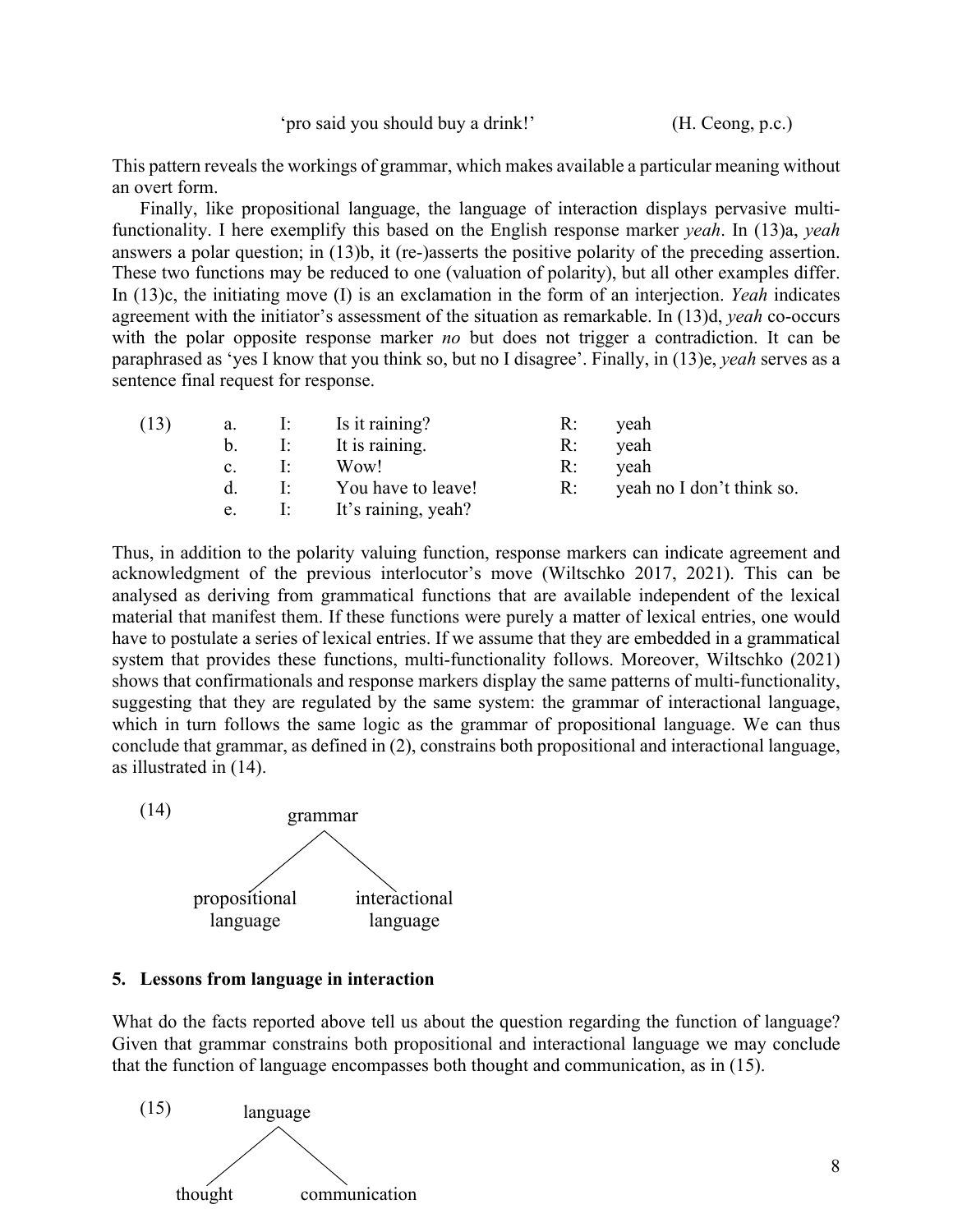'pro said you should buy a drink!' (H. Ceong, p.c.)

This pattern reveals the workings of grammar, which makes available a particular meaning without an overt form.

Finally, like propositional language, the language of interaction displays pervasive multi-functionality. I here exemplify this based on the English response marker *yeah*. In (13)a, *yeah* answers a polar question; in (13)b, it (re-)asserts the positive polarity of the preceding assertion. These two functions may be reduced to one (valuation of polarity), but all other examples differ. In (13)c, the initiating move (I) is an exclamation in the form of an interjection. *Yeah* indicates agreement with the initiator's assessment of the situation as remarkable. In (13)d, *yeah* co-occurs with the polar opposite response marker *no* but does not trigger a contradiction. It can be paraphrased as 'yes I know that you think so, but no I disagree'. Finally, in (13)e, *yeah* serves as a sentence final request for response.

| (13) | a. | I: | Is it raining? | R: | yeah |
|---|---|---|---|---|---|
| | b. | I: | It is raining. | R: | yeah |
| | c. | I: | Wow! | R: | yeah |
| | d. | I: | You have to leave! | R: | yeah no I don't think so. |
| | e. | I: | It's raining, yeah? | | |

Thus, in addition to the polarity valuing function, response markers can indicate agreement and acknowledgment of the previous interlocutor's move (Wiltschko 2017, 2021). This can be analysed as deriving from grammatical functions that are available independent of the lexical material that manifest them. If these functions were purely a matter of lexical entries, one would have to postulate a series of lexical entries. If we assume that they are embedded in a grammatical system that provides these functions, multi-functionality follows. Moreover, Wiltschko (2021) shows that confirmationals and response markers display the same patterns of multi-functionality, suggesting that they are regulated by the same system: the grammar of interactional language, which in turn follows the same logic as the grammar of propositional language. We can thus conclude that grammar, as defined in (2), constrains both propositional and interactional language, as illustrated in (14).

(14)
```
              grammar
             /       \
  propositional    interactional
    language         language
```

## 5. Lessons from language in interaction

What do the facts reported above tell us about the question regarding the function of language? Given that grammar constrains both propositional and interactional language we may conclude that the function of language encompasses both thought and communication, as in (15).

(15)
```
          language
         /        \
   thought    communication
```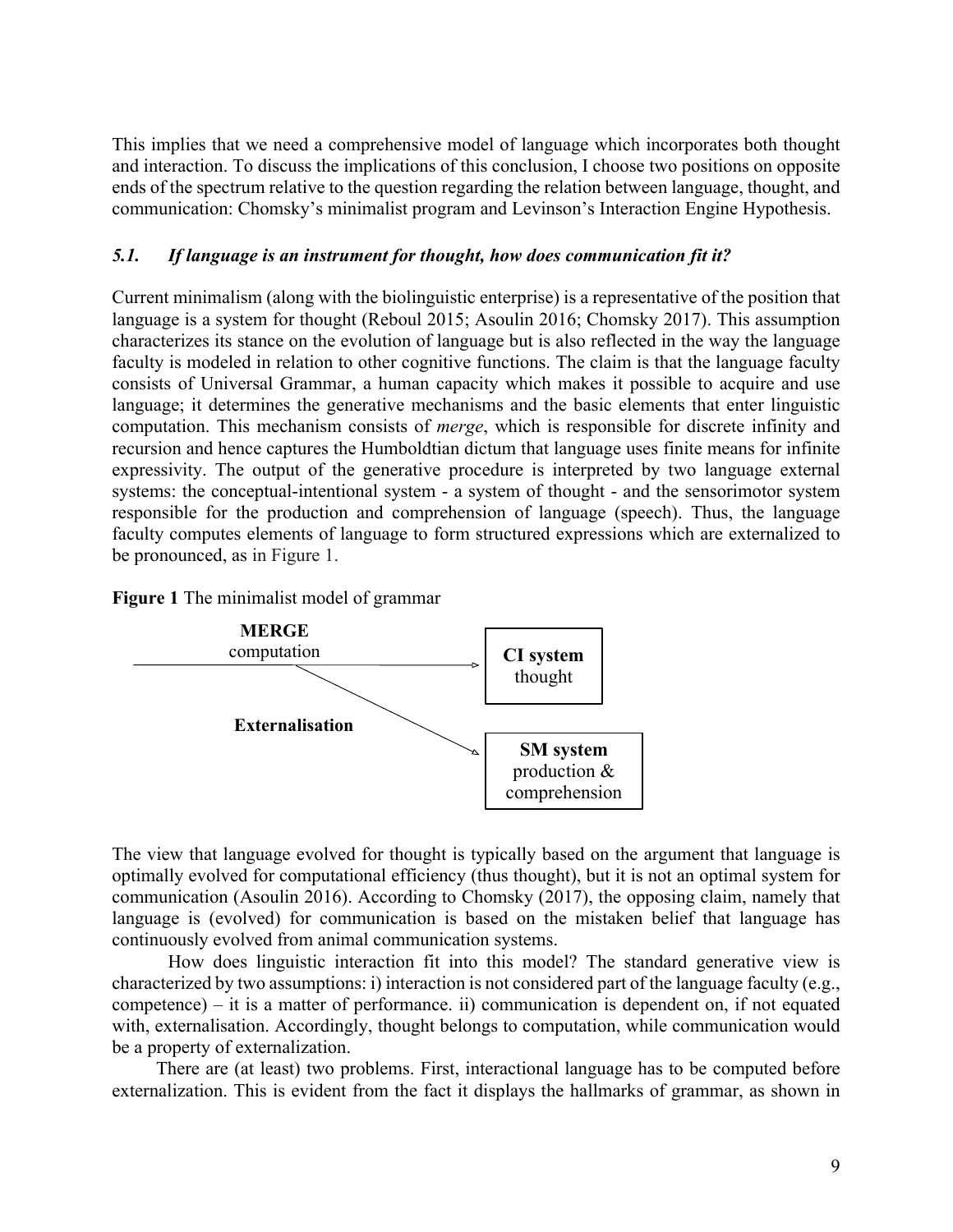This implies that we need a comprehensive model of language which incorporates both thought and interaction. To discuss the implications of this conclusion, I choose two positions on opposite ends of the spectrum relative to the question regarding the relation between language, thought, and communication: Chomsky's minimalist program and Levinson's Interaction Engine Hypothesis.

### *5.1. If language is an instrument for thought, how does communication fit it?*

Current minimalism (along with the biolinguistic enterprise) is a representative of the position that language is a system for thought (Reboul 2015; Asoulin 2016; Chomsky 2017). This assumption characterizes its stance on the evolution of language but is also reflected in the way the language faculty is modeled in relation to other cognitive functions. The claim is that the language faculty consists of Universal Grammar, a human capacity which makes it possible to acquire and use language; it determines the generative mechanisms and the basic elements that enter linguistic computation. This mechanism consists of *merge*, which is responsible for discrete infinity and recursion and hence captures the Humboldtian dictum that language uses finite means for infinite expressivity. The output of the generative procedure is interpreted by two language external systems: the conceptual-intentional system - a system of thought - and the sensorimotor system responsible for the production and comprehension of language (speech). Thus, the language faculty computes elements of language to form structured expressions which are externalized to be pronounced, as in Figure 1.

**Figure 1** The minimalist model of grammar

**MERGE** computation → **CI system** thought

**Externalisation** → **SM system** production & comprehension

The view that language evolved for thought is typically based on the argument that language is optimally evolved for computational efficiency (thus thought), but it is not an optimal system for communication (Asoulin 2016). According to Chomsky (2017), the opposing claim, namely that language is (evolved) for communication is based on the mistaken belief that language has continuously evolved from animal communication systems.

How does linguistic interaction fit into this model? The standard generative view is characterized by two assumptions: i) interaction is not considered part of the language faculty (e.g., competence) – it is a matter of performance. ii) communication is dependent on, if not equated with, externalisation. Accordingly, thought belongs to computation, while communication would be a property of externalization.

There are (at least) two problems. First, interactional language has to be computed before externalization. This is evident from the fact it displays the hallmarks of grammar, as shown in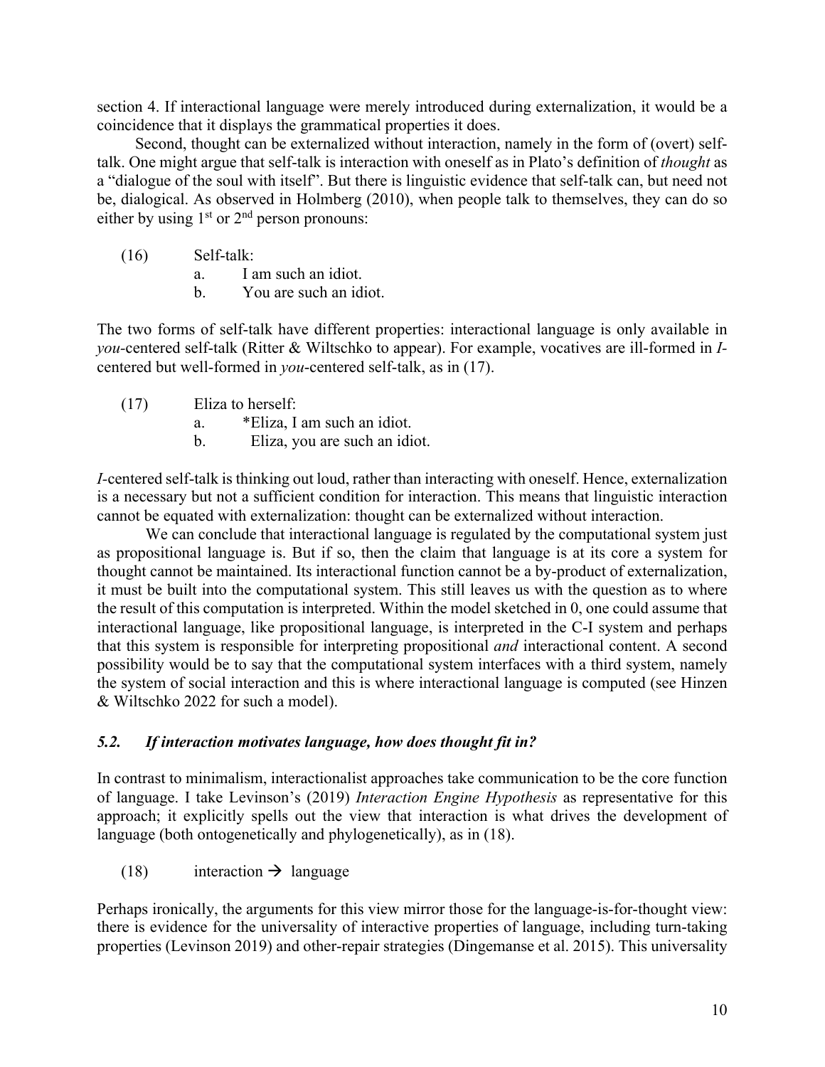section 4. If interactional language were merely introduced during externalization, it would be a coincidence that it displays the grammatical properties it does.

Second, thought can be externalized without interaction, namely in the form of (overt) self-talk. One might argue that self-talk is interaction with oneself as in Plato's definition of *thought* as a "dialogue of the soul with itself". But there is linguistic evidence that self-talk can, but need not be, dialogical. As observed in Holmberg (2010), when people talk to themselves, they can do so either by using 1st or 2nd person pronouns:

(16) Self-talk:
  a. I am such an idiot.
  b. You are such an idiot.

The two forms of self-talk have different properties: interactional language is only available in *you*-centered self-talk (Ritter & Wiltschko to appear). For example, vocatives are ill-formed in *I*-centered but well-formed in *you*-centered self-talk, as in (17).

(17) Eliza to herself:
  a. *Eliza, I am such an idiot.
  b. Eliza, you are such an idiot.

*I*-centered self-talk is thinking out loud, rather than interacting with oneself. Hence, externalization is a necessary but not a sufficient condition for interaction. This means that linguistic interaction cannot be equated with externalization: thought can be externalized without interaction.

We can conclude that interactional language is regulated by the computational system just as propositional language is. But if so, then the claim that language is at its core a system for thought cannot be maintained. Its interactional function cannot be a by-product of externalization, it must be built into the computational system. This still leaves us with the question as to where the result of this computation is interpreted. Within the model sketched in 0, one could assume that interactional language, like propositional language, is interpreted in the C-I system and perhaps that this system is responsible for interpreting propositional *and* interactional content. A second possibility would be to say that the computational system interfaces with a third system, namely the system of social interaction and this is where interactional language is computed (see Hinzen & Wiltschko 2022 for such a model).

### ***5.2. If interaction motivates language, how does thought fit in?***

In contrast to minimalism, interactionalist approaches take communication to be the core function of language. I take Levinson's (2019) *Interaction Engine Hypothesis* as representative for this approach; it explicitly spells out the view that interaction is what drives the development of language (both ontogenetically and phylogenetically), as in (18).

(18) interaction → language

Perhaps ironically, the arguments for this view mirror those for the language-is-for-thought view: there is evidence for the universality of interactive properties of language, including turn-taking properties (Levinson 2019) and other-repair strategies (Dingemanse et al. 2015). This universality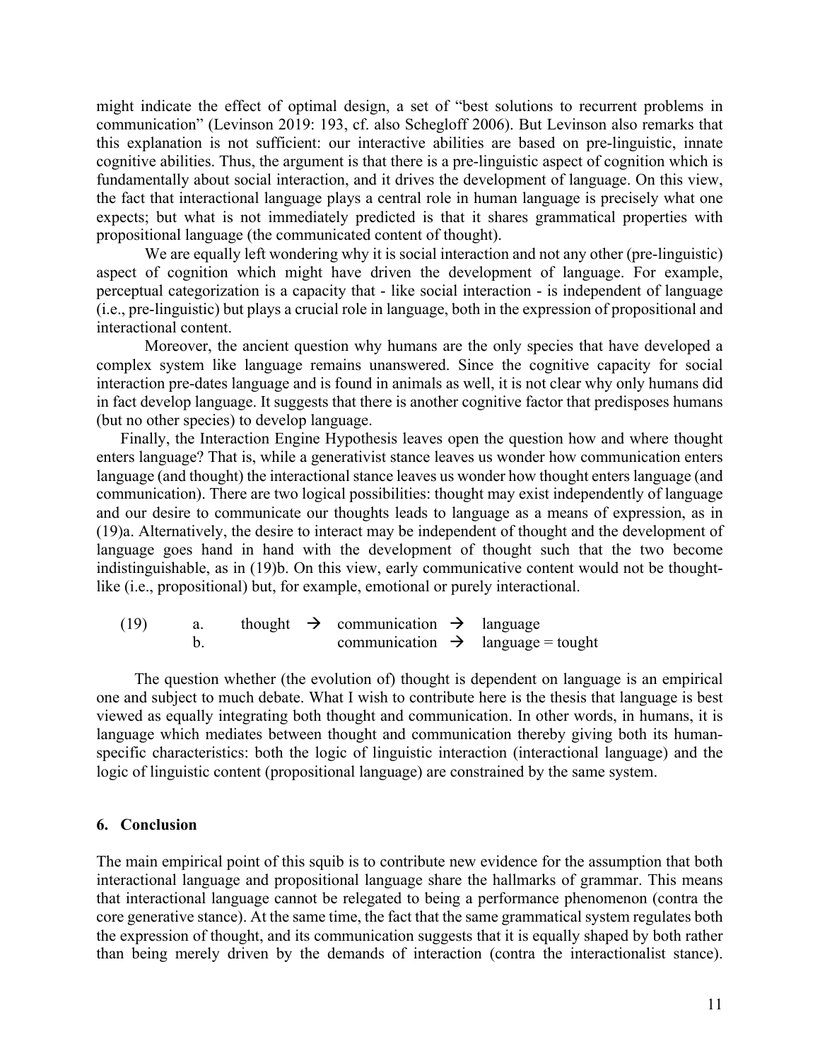might indicate the effect of optimal design, a set of "best solutions to recurrent problems in communication" (Levinson 2019: 193, cf. also Schegloff 2006). But Levinson also remarks that this explanation is not sufficient: our interactive abilities are based on pre-linguistic, innate cognitive abilities. Thus, the argument is that there is a pre-linguistic aspect of cognition which is fundamentally about social interaction, and it drives the development of language. On this view, the fact that interactional language plays a central role in human language is precisely what one expects; but what is not immediately predicted is that it shares grammatical properties with propositional language (the communicated content of thought).

We are equally left wondering why it is social interaction and not any other (pre-linguistic) aspect of cognition which might have driven the development of language. For example, perceptual categorization is a capacity that - like social interaction - is independent of language (i.e., pre-linguistic) but plays a crucial role in language, both in the expression of propositional and interactional content.

Moreover, the ancient question why humans are the only species that have developed a complex system like language remains unanswered. Since the cognitive capacity for social interaction pre-dates language and is found in animals as well, it is not clear why only humans did in fact develop language. It suggests that there is another cognitive factor that predisposes humans (but no other species) to develop language.

Finally, the Interaction Engine Hypothesis leaves open the question how and where thought enters language? That is, while a generativist stance leaves us wonder how communication enters language (and thought) the interactional stance leaves us wonder how thought enters language (and communication). There are two logical possibilities: thought may exist independently of language and our desire to communicate our thoughts leads to language as a means of expression, as in (19)a. Alternatively, the desire to interact may be independent of thought and the development of language goes hand in hand with the development of thought such that the two become indistinguishable, as in (19)b. On this view, early communicative content would not be thought-like (i.e., propositional) but, for example, emotional or purely interactional.

(19) a. thought → communication → language
     b. communication → language = tought

The question whether (the evolution of) thought is dependent on language is an empirical one and subject to much debate. What I wish to contribute here is the thesis that language is best viewed as equally integrating both thought and communication. In other words, in humans, it is language which mediates between thought and communication thereby giving both its human-specific characteristics: both the logic of linguistic interaction (interactional language) and the logic of linguistic content (propositional language) are constrained by the same system.

## 6. Conclusion

The main empirical point of this squib is to contribute new evidence for the assumption that both interactional language and propositional language share the hallmarks of grammar. This means that interactional language cannot be relegated to being a performance phenomenon (contra the core generative stance). At the same time, the fact that the same grammatical system regulates both the expression of thought, and its communication suggests that it is equally shaped by both rather than being merely driven by the demands of interaction (contra the interactionalist stance).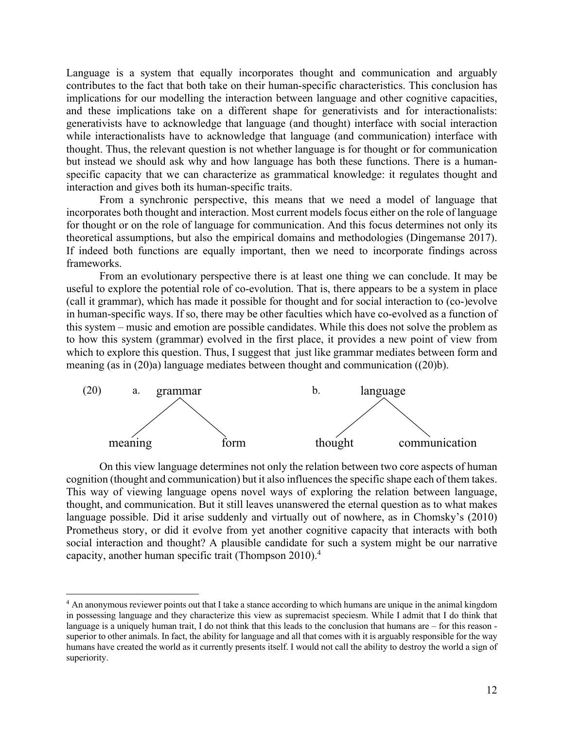Language is a system that equally incorporates thought and communication and arguably contributes to the fact that both take on their human-specific characteristics. This conclusion has implications for our modelling the interaction between language and other cognitive capacities, and these implications take on a different shape for generativists and for interactionalists: generativists have to acknowledge that language (and thought) interface with social interaction while interactionalists have to acknowledge that language (and communication) interface with thought. Thus, the relevant question is not whether language is for thought or for communication but instead we should ask why and how language has both these functions. There is a human-specific capacity that we can characterize as grammatical knowledge: it regulates thought and interaction and gives both its human-specific traits.

From a synchronic perspective, this means that we need a model of language that incorporates both thought and interaction. Most current models focus either on the role of language for thought or on the role of language for communication. And this focus determines not only its theoretical assumptions, but also the empirical domains and methodologies (Dingemanse 2017). If indeed both functions are equally important, then we need to incorporate findings across frameworks.

From an evolutionary perspective there is at least one thing we can conclude. It may be useful to explore the potential role of co-evolution. That is, there appears to be a system in place (call it grammar), which has made it possible for thought and for social interaction to (co-)evolve in human-specific ways. If so, there may be other faculties which have co-evolved as a function of this system – music and emotion are possible candidates. While this does not solve the problem as to how this system (grammar) evolved in the first place, it provides a new point of view from which to explore this question. Thus, I suggest that just like grammar mediates between form and meaning (as in (20)a) language mediates between thought and communication ((20)b).

```
(20)   a.      grammar                    b.        language
              /       \                            /        \
        meaning        form                thought      communication
```

On this view language determines not only the relation between two core aspects of human cognition (thought and communication) but it also influences the specific shape each of them takes. This way of viewing language opens novel ways of exploring the relation between language, thought, and communication. But it still leaves unanswered the eternal question as to what makes language possible. Did it arise suddenly and virtually out of nowhere, as in Chomsky's (2010) Prometheus story, or did it evolve from yet another cognitive capacity that interacts with both social interaction and thought? A plausible candidate for such a system might be our narrative capacity, another human specific trait (Thompson 2010).[4]

[4] An anonymous reviewer points out that I take a stance according to which humans are unique in the animal kingdom in possessing language and they characterize this view as supremacist speciesm. While I admit that I do think that language is a uniquely human trait, I do not think that this leads to the conclusion that humans are – for this reason - superior to other animals. In fact, the ability for language and all that comes with it is arguably responsible for the way humans have created the world as it currently presents itself. I would not call the ability to destroy the world a sign of superiority.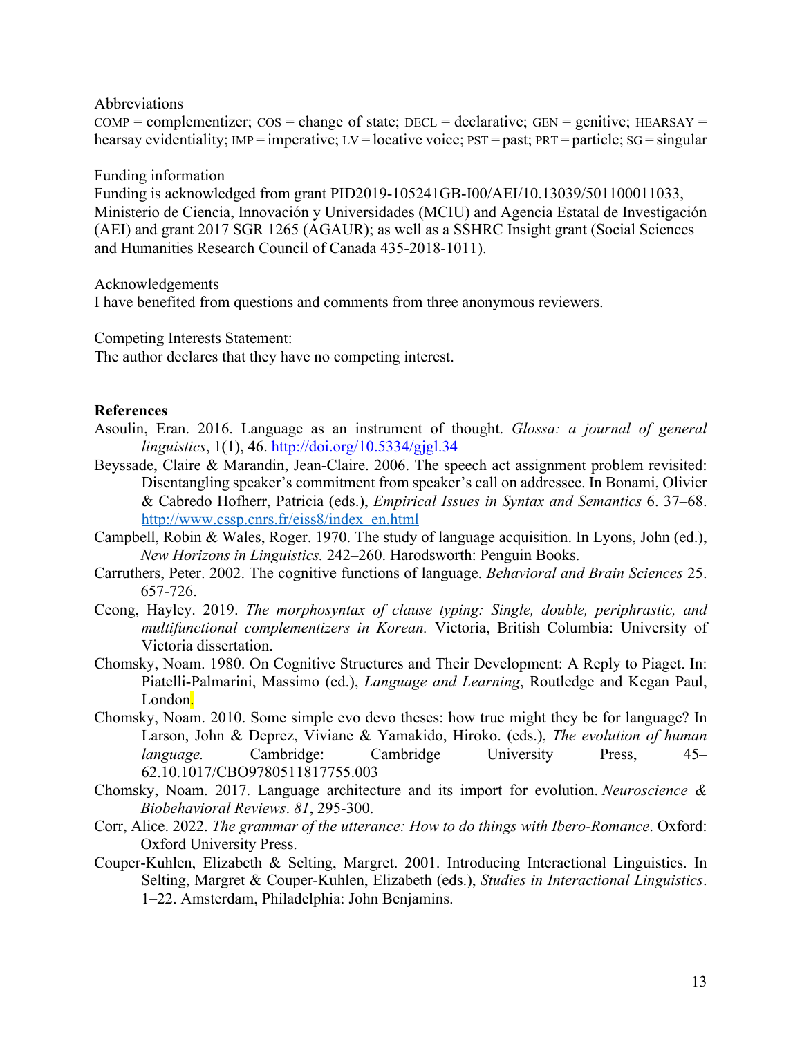Abbreviations

COMP = complementizer; COS = change of state; DECL = declarative; GEN = genitive; HEARSAY = hearsay evidentiality; IMP = imperative; LV = locative voice; PST = past; PRT = particle; SG = singular

Funding information

Funding is acknowledged from grant PID2019-105241GB-I00/AEI/10.13039/501100011033, Ministerio de Ciencia, Innovación y Universidades (MCIU) and Agencia Estatal de Investigación (AEI) and grant 2017 SGR 1265 (AGAUR); as well as a SSHRC Insight grant (Social Sciences and Humanities Research Council of Canada 435-2018-1011).

Acknowledgements

I have benefited from questions and comments from three anonymous reviewers.

Competing Interests Statement:

The author declares that they have no competing interest.

**References**

Asoulin, Eran. 2016. Language as an instrument of thought. *Glossa: a journal of general linguistics*, 1(1), 46. http://doi.org/10.5334/gjgl.34

Beyssade, Claire & Marandin, Jean-Claire. 2006. The speech act assignment problem revisited: Disentangling speaker's commitment from speaker's call on addressee. In Bonami, Olivier & Cabredo Hofherr, Patricia (eds.), *Empirical Issues in Syntax and Semantics* 6. 37–68. http://www.cssp.cnrs.fr/eiss8/index_en.html

Campbell, Robin & Wales, Roger. 1970. The study of language acquisition. In Lyons, John (ed.), *New Horizons in Linguistics.* 242–260. Harodsworth: Penguin Books.

Carruthers, Peter. 2002. The cognitive functions of language. *Behavioral and Brain Sciences* 25. 657-726.

Ceong, Hayley. 2019. *The morphosyntax of clause typing: Single, double, periphrastic, and multifunctional complementizers in Korean.* Victoria, British Columbia: University of Victoria dissertation.

Chomsky, Noam. 1980. On Cognitive Structures and Their Development: A Reply to Piaget. In: Piatelli-Palmarini, Massimo (ed.), *Language and Learning*, Routledge and Kegan Paul, London.

Chomsky, Noam. 2010. Some simple evo devo theses: how true might they be for language? In Larson, John & Deprez, Viviane & Yamakido, Hiroko. (eds.), *The evolution of human language.* Cambridge: Cambridge University Press, 45–62.10.1017/CBO9780511817755.003

Chomsky, Noam. 2017. Language architecture and its import for evolution. *Neuroscience & Biobehavioral Reviews*. *81*, 295-300.

Corr, Alice. 2022. *The grammar of the utterance: How to do things with Ibero-Romance*. Oxford: Oxford University Press.

Couper-Kuhlen, Elizabeth & Selting, Margret. 2001. Introducing Interactional Linguistics. In Selting, Margret & Couper-Kuhlen, Elizabeth (eds.), *Studies in Interactional Linguistics*. 1–22. Amsterdam, Philadelphia: John Benjamins.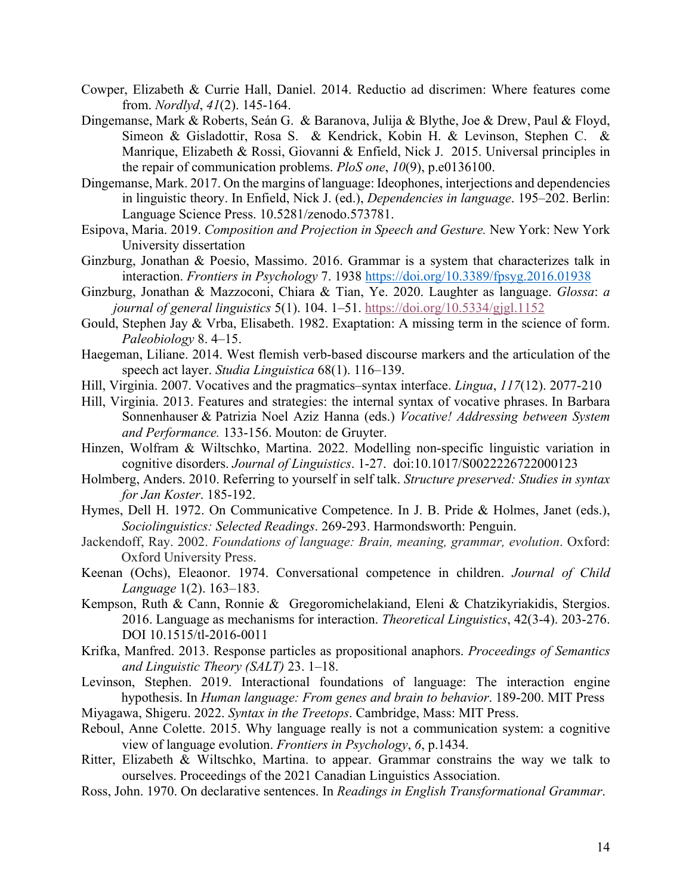Cowper, Elizabeth & Currie Hall, Daniel. 2014. Reductio ad discrimen: Where features come from. *Nordlyd*, *41*(2). 145-164.

Dingemanse, Mark & Roberts, Seán G. & Baranova, Julija & Blythe, Joe & Drew, Paul & Floyd, Simeon & Gisladottir, Rosa S. & Kendrick, Kobin H. & Levinson, Stephen C. & Manrique, Elizabeth & Rossi, Giovanni & Enfield, Nick J. 2015. Universal principles in the repair of communication problems. *PloS one*, *10*(9), p.e0136100.

Dingemanse, Mark. 2017. On the margins of language: Ideophones, interjections and dependencies in linguistic theory. In Enfield, Nick J. (ed.), *Dependencies in language*. 195–202. Berlin: Language Science Press. 10.5281/zenodo.573781.

Esipova, Maria. 2019. *Composition and Projection in Speech and Gesture.* New York: New York University dissertation

Ginzburg, Jonathan & Poesio, Massimo. 2016. Grammar is a system that characterizes talk in interaction. *Frontiers in Psychology* 7. 1938 https://doi.org/10.3389/fpsyg.2016.01938

Ginzburg, Jonathan & Mazzoconi, Chiara & Tian, Ye. 2020. Laughter as language. *Glossa*: *a journal of general linguistics* 5(1). 104. 1–51. https://doi.org/10.5334/gjgl.1152

Gould, Stephen Jay & Vrba, Elisabeth. 1982. Exaptation: A missing term in the science of form. *Paleobiology* 8. 4–15.

Haegeman, Liliane. 2014. West flemish verb-based discourse markers and the articulation of the speech act layer. *Studia Linguistica* 68(1). 116–139.

Hill, Virginia. 2007. Vocatives and the pragmatics–syntax interface. *Lingua*, *117*(12). 2077-210

Hill, Virginia. 2013. Features and strategies: the internal syntax of vocative phrases. In Barbara Sonnenhauser & Patrizia Noel Aziz Hanna (eds.) *Vocative! Addressing between System and Performance.* 133-156. Mouton: de Gruyter.

Hinzen, Wolfram & Wiltschko, Martina. 2022. Modelling non-specific linguistic variation in cognitive disorders. *Journal of Linguistics*. 1-27. doi:10.1017/S0022226722000123

Holmberg, Anders. 2010. Referring to yourself in self talk. *Structure preserved: Studies in syntax for Jan Koster*. 185-192.

Hymes, Dell H. 1972. On Communicative Competence. In J. B. Pride & Holmes, Janet (eds.), *Sociolinguistics: Selected Readings*. 269-293. Harmondsworth: Penguin.

Jackendoff, Ray. 2002. *Foundations of language: Brain, meaning, grammar, evolution*. Oxford: Oxford University Press.

Keenan (Ochs), Eleaonor. 1974. Conversational competence in children. *Journal of Child Language* 1(2). 163–183.

Kempson, Ruth & Cann, Ronnie & Gregoromichelakiand, Eleni & Chatzikyriakidis, Stergios. 2016. Language as mechanisms for interaction. *Theoretical Linguistics*, 42(3-4). 203-276. DOI 10.1515/tl-2016-0011

Krifka, Manfred. 2013. Response particles as propositional anaphors. *Proceedings of Semantics and Linguistic Theory (SALT)* 23. 1–18.

Levinson, Stephen. 2019. Interactional foundations of language: The interaction engine hypothesis. In *Human language: From genes and brain to behavior*. 189-200. MIT Press

Miyagawa, Shigeru. 2022. *Syntax in the Treetops*. Cambridge, Mass: MIT Press.

Reboul, Anne Colette. 2015. Why language really is not a communication system: a cognitive view of language evolution. *Frontiers in Psychology*, *6*, p.1434.

Ritter, Elizabeth & Wiltschko, Martina. to appear. Grammar constrains the way we talk to ourselves. Proceedings of the 2021 Canadian Linguistics Association.

Ross, John. 1970. On declarative sentences. In *Readings in English Transformational Grammar*.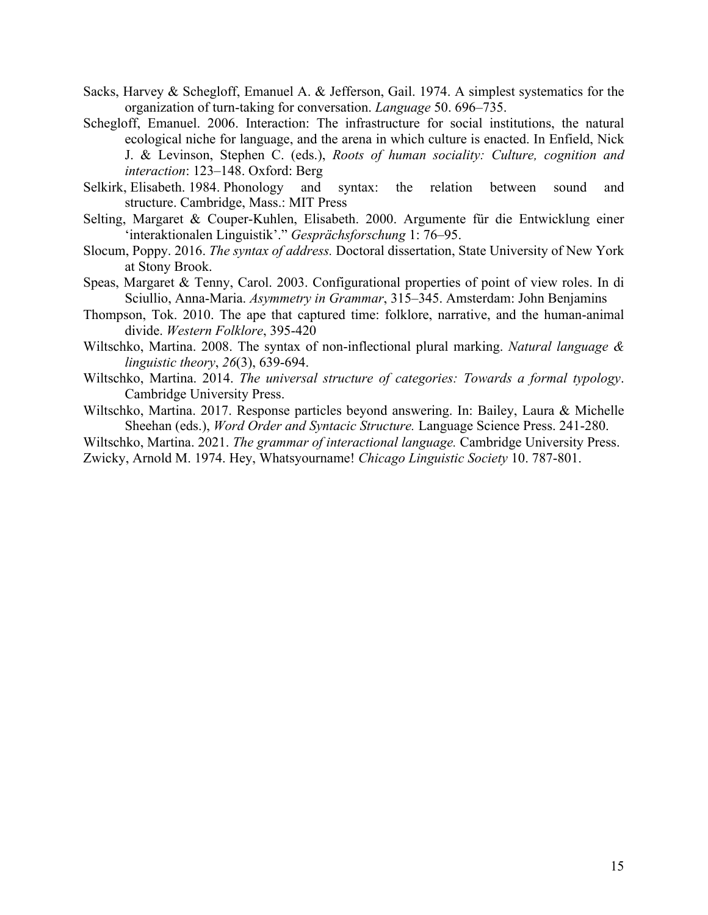Sacks, Harvey & Schegloff, Emanuel A. & Jefferson, Gail. 1974. A simplest systematics for the organization of turn-taking for conversation. *Language* 50. 696–735.

Schegloff, Emanuel. 2006. Interaction: The infrastructure for social institutions, the natural ecological niche for language, and the arena in which culture is enacted. In Enfield, Nick J. & Levinson, Stephen C. (eds.), *Roots of human sociality: Culture, cognition and interaction*: 123–148. Oxford: Berg

Selkirk, Elisabeth. 1984. Phonology and syntax: the relation between sound and structure. Cambridge, Mass.: MIT Press

Selting, Margaret & Couper-Kuhlen, Elisabeth. 2000. Argumente für die Entwicklung einer 'interaktionalen Linguistik'." *Gesprächsforschung* 1: 76–95.

Slocum, Poppy. 2016. *The syntax of address.* Doctoral dissertation, State University of New York at Stony Brook.

Speas, Margaret & Tenny, Carol. 2003. Configurational properties of point of view roles. In di Sciullio, Anna-Maria. *Asymmetry in Grammar*, 315–345. Amsterdam: John Benjamins

Thompson, Tok. 2010. The ape that captured time: folklore, narrative, and the human-animal divide. *Western Folklore*, 395-420

Wiltschko, Martina. 2008. The syntax of non-inflectional plural marking. *Natural language & linguistic theory*, *26*(3), 639-694.

Wiltschko, Martina. 2014. *The universal structure of categories: Towards a formal typology*. Cambridge University Press.

Wiltschko, Martina. 2017. Response particles beyond answering. In: Bailey, Laura & Michelle Sheehan (eds.), *Word Order and Syntacic Structure.* Language Science Press. 241-280.

Wiltschko, Martina. 2021. *The grammar of interactional language.* Cambridge University Press.

Zwicky, Arnold M. 1974. Hey, Whatsyourname! *Chicago Linguistic Society* 10. 787-801.